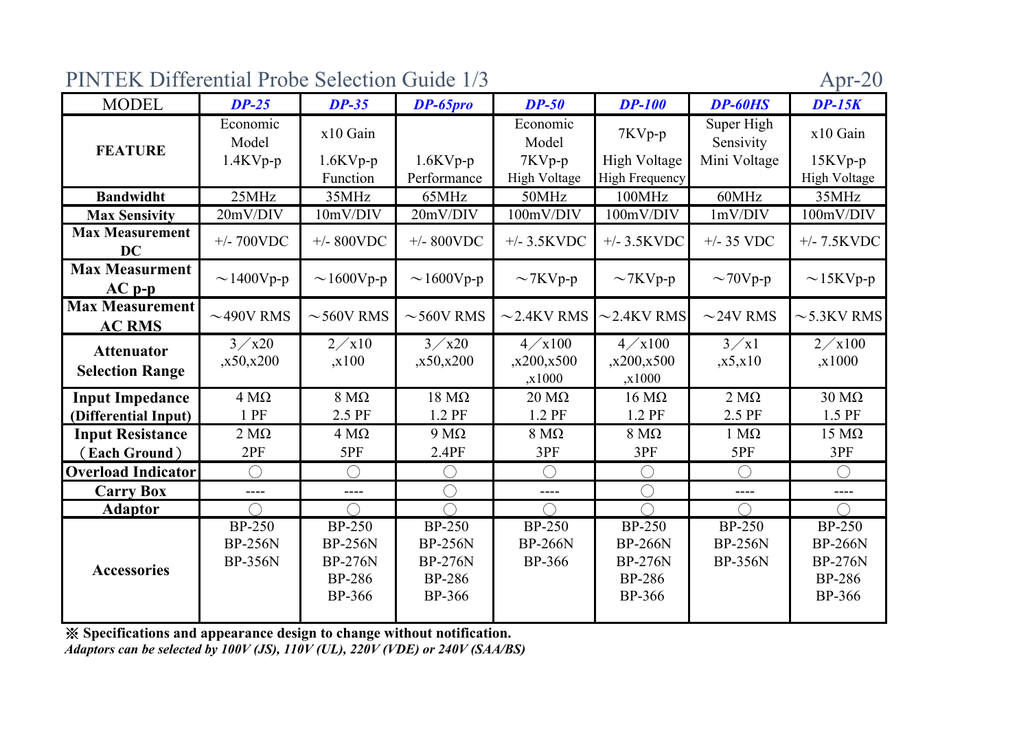# PINTEK Differential Probe Selection Guide 1/3

Apr-20

| MODEL | ***DP-25*** | ***DP-35*** | ***DP-65pro*** | ***DP-50*** | ***DP-100*** | ***DP-60HS*** | ***DP-15K*** |
|---|---|---|---|---|---|---|---|
| **FEATURE** | Economic Model 1.4KVp-p | x10 Gain 1.6KVp-p Function | 1.6KVp-p Performance | Economic Model 7KVp-p High Voltage | 7KVp-p High Voltage High Frequency | Super High Sensivity Mini Voltage | x10 Gain 15KVp-p High Voltage |
| **Bandwidht** | 25MHz | 35MHz | 65MHz | 50MHz | 100MHz | 60MHz | 35MHz |
| **Max Sensivity** | 20mV/DIV | 10mV/DIV | 20mV/DIV | 100mV/DIV | 100mV/DIV | 1mV/DIV | 100mV/DIV |
| **Max Measurement DC** | +/- 700VDC | +/- 800VDC | +/- 800VDC | +/- 3.5KVDC | +/- 3.5KVDC | +/- 35 VDC | +/- 7.5KVDC |
| **Max Measurment AC p-p** | ～1400Vp-p | ～1600Vp-p | ～1600Vp-p | ～7KVp-p | ～7KVp-p | ～70Vp-p | ～15KVp-p |
| **Max Measurement AC RMS** | ～490V RMS | ～560V RMS | ～560V RMS | ～2.4KV RMS | ～2.4KV RMS | ～24V RMS | ～5.3KV RMS |
| **Attenuator Selection Range** | 3／x20 ,x50,x200 | 2／x10 ,x100 | 3／x20 ,x50,x200 | 4／x100 ,x200,x500 ,x1000 | 4／x100 ,x200,x500 ,x1000 | 3／x1 ,x5,x10 | 2／x100 ,x1000 |
| **Input Impedance (Differential Input)** | 4 MΩ 1 PF | 8 MΩ 2.5 PF | 18 MΩ 1.2 PF | 20 MΩ 1.2 PF | 16 MΩ 1.2 PF | 2 MΩ 2.5 PF | 30 MΩ 1.5 PF |
| **Input Resistance （Each Ground）** | 2 MΩ 2PF | 4 MΩ 5PF | 9 MΩ 2.4PF | 8 MΩ 3PF | 8 MΩ 3PF | 1 MΩ 5PF | 15 MΩ 3PF |
| **Overload Indicator** | ○ | ○ | ○ | ○ | ○ | ○ | ○ |
| **Carry Box** | ---- | ---- | ○ | ---- | ○ | ---- | ---- |
| **Adaptor** | ○ | ○ | ○ | ○ | ○ | ○ | ○ |
| **Accessories** | BP-250 BP-256N BP-356N | BP-250 BP-256N BP-276N BP-286 BP-366 | BP-250 BP-256N BP-276N BP-286 BP-366 | BP-250 BP-266N BP-366 | BP-250 BP-266N BP-276N BP-286 BP-366 | BP-250 BP-256N BP-356N | BP-250 BP-266N BP-276N BP-286 BP-366 |

**※ Specifications and appearance design to change without notification.**

***Adaptors can be selected by 100V (JS), 110V (UL), 220V (VDE) or 240V (SAA/BS)***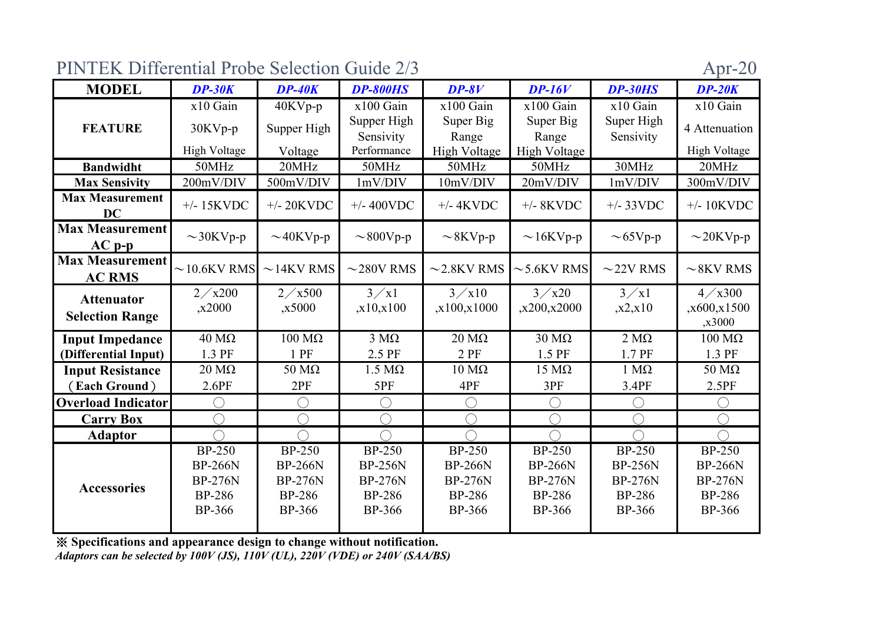# PINTEK Differential Probe Selection Guide 2/3

Apr-20

| MODEL | DP-30K | DP-40K | DP-800HS | DP-8V | DP-16V | DP-30HS | DP-20K |
|---|---|---|---|---|---|---|---|
| FEATURE | x10 Gain 30KVp-p High Voltage | 40KVp-p Supper High Voltage | x100 Gain Supper High Sensivity Performance | x100 Gain Super Big Range High Voltage | x100 Gain Super Big Range High Voltage | x10 Gain Super High Sensivity | x10 Gain 4 Attenuation High Voltage |
| Bandwidht | 50MHz | 20MHz | 50MHz | 50MHz | 50MHz | 30MHz | 20MHz |
| Max Sensivity | 200mV/DIV | 500mV/DIV | 1mV/DIV | 10mV/DIV | 20mV/DIV | 1mV/DIV | 300mV/DIV |
| Max Measurement DC | +/- 15KVDC | +/- 20KVDC | +/- 400VDC | +/- 4KVDC | +/- 8KVDC | +/- 33VDC | +/- 10KVDC |
| Max Measurement AC p-p | ～30KVp-p | ～40KVp-p | ～800Vp-p | ～8KVp-p | ～16KVp-p | ～65Vp-p | ～20KVp-p |
| Max Measurement AC RMS | ～10.6KV RMS | ～14KV RMS | ～280V RMS | ～2.8KV RMS | ～5.6KV RMS | ～22V RMS | ～8KV RMS |
| Attenuator Selection Range | 2／x200 ,x2000 | 2／x500 ,x5000 | 3／x1 ,x10,x100 | 3／x10 ,x100,x1000 | 3／x20 ,x200,x2000 | 3／x1 ,x2,x10 | 4／x300 ,x600,x1500 ,x3000 |
| Input Impedance (Differential Input) | 40 MΩ 1.3 PF | 100 MΩ 1 PF | 3 MΩ 2.5 PF | 20 MΩ 2 PF | 30 MΩ 1.5 PF | 2 MΩ 1.7 PF | 100 MΩ 1.3 PF |
| Input Resistance (Each Ground) | 20 MΩ 2.6PF | 50 MΩ 2PF | 1.5 MΩ 5PF | 10 MΩ 4PF | 15 MΩ 3PF | 1 MΩ 3.4PF | 50 MΩ 2.5PF |
| Overload Indicator | ◯ | ◯ | ◯ | ◯ | ◯ | ◯ | ◯ |
| Carry Box | ◯ | ◯ | ◯ | ◯ | ◯ | ◯ | ◯ |
| Adaptor | ◯ | ◯ | ◯ | ◯ | ◯ | ◯ | ◯ |
| Accessories | BP-250 BP-266N BP-276N BP-286 BP-366 | BP-250 BP-266N BP-276N BP-286 BP-366 | BP-250 BP-256N BP-276N BP-286 BP-366 | BP-250 BP-266N BP-276N BP-286 BP-366 | BP-250 BP-266N BP-276N BP-286 BP-366 | BP-250 BP-256N BP-276N BP-286 BP-366 | BP-250 BP-266N BP-276N BP-286 BP-366 |

**※ Specifications and appearance design to change without notification.**

***Adaptors can be selected by 100V (JS), 110V (UL), 220V (VDE) or 240V (SAA/BS)***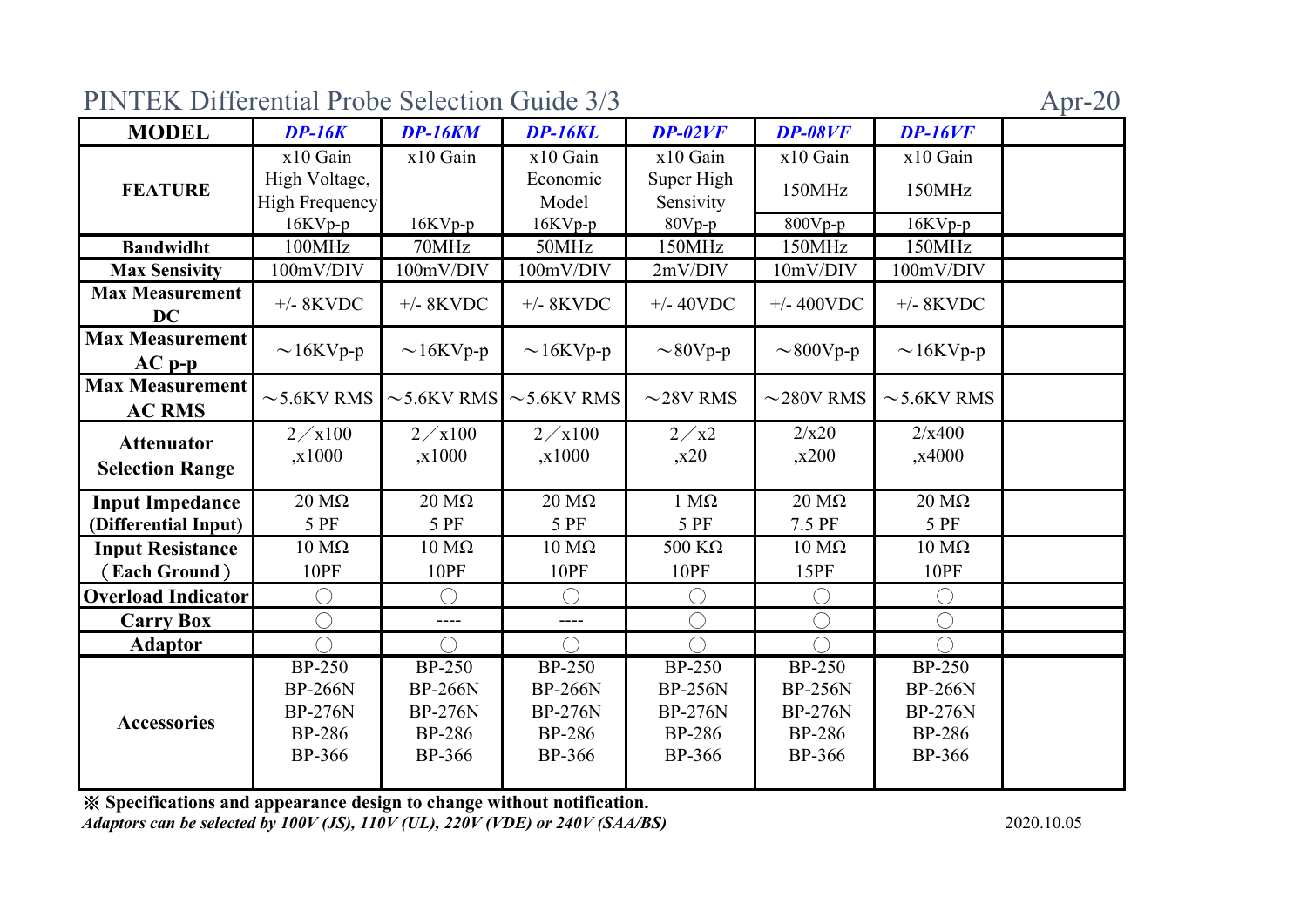# PINTEK Differential Probe Selection Guide 3/3

Apr-20

| MODEL | *DP-16K* | *DP-16KM* | *DP-16KL* | *DP-02VF* | *DP-08VF* | *DP-16VF* | |
|---|---|---|---|---|---|---|---|
| FEATURE | x10 Gain High Voltage, High Frequency 16KVp-p | x10 Gain 16KVp-p | x10 Gain Economic Model 16KVp-p | x10 Gain Super High Sensivity 80Vp-p | x10 Gain 150MHz 800Vp-p | x10 Gain 150MHz 16KVp-p | |
| Bandwidht | 100MHz | 70MHz | 50MHz | 150MHz | 150MHz | 150MHz | |
| Max Sensivity | 100mV/DIV | 100mV/DIV | 100mV/DIV | 2mV/DIV | 10mV/DIV | 100mV/DIV | |
| Max Measurement DC | +/- 8KVDC | +/- 8KVDC | +/- 8KVDC | +/- 40VDC | +/- 400VDC | +/- 8KVDC | |
| Max Measurement AC p-p | ～16KVp-p | ～16KVp-p | ～16KVp-p | ～80Vp-p | ～800Vp-p | ～16KVp-p | |
| Max Measurement AC RMS | ～5.6KV RMS | ～5.6KV RMS | ～5.6KV RMS | ～28V RMS | ～280V RMS | ～5.6KV RMS | |
| Attenuator Selection Range | 2／x100 ,x1000 | 2／x100 ,x1000 | 2／x100 ,x1000 | 2／x2 ,x20 | 2/x20 ,x200 | 2/x400 ,x4000 | |
| Input Impedance (Differential Input) | 20 MΩ 5 PF | 20 MΩ 5 PF | 20 MΩ 5 PF | 1 MΩ 5 PF | 20 MΩ 7.5 PF | 20 MΩ 5 PF | |
| Input Resistance (Each Ground) | 10 MΩ 10PF | 10 MΩ 10PF | 10 MΩ 10PF | 500 KΩ 10PF | 10 MΩ 15PF | 10 MΩ 10PF | |
| Overload Indicator | ○ | ○ | ○ | ○ | ○ | ○ | |
| Carry Box | ○ | ---- | ---- | ○ | ○ | ○ | |
| Adaptor | ○ | ○ | ○ | ○ | ○ | ○ | |
| Accessories | BP-250 BP-266N BP-276N BP-286 BP-366 | BP-250 BP-266N BP-276N BP-286 BP-366 | BP-250 BP-266N BP-276N BP-286 BP-366 | BP-250 BP-256N BP-276N BP-286 BP-366 | BP-250 BP-256N BP-276N BP-286 BP-366 | BP-250 BP-266N BP-276N BP-286 BP-366 | |

**※ Specifications and appearance design to change without notification.**

***Adaptors can be selected by 100V (JS), 110V (UL), 220V (VDE) or 240V (SAA/BS)***

2020.10.05